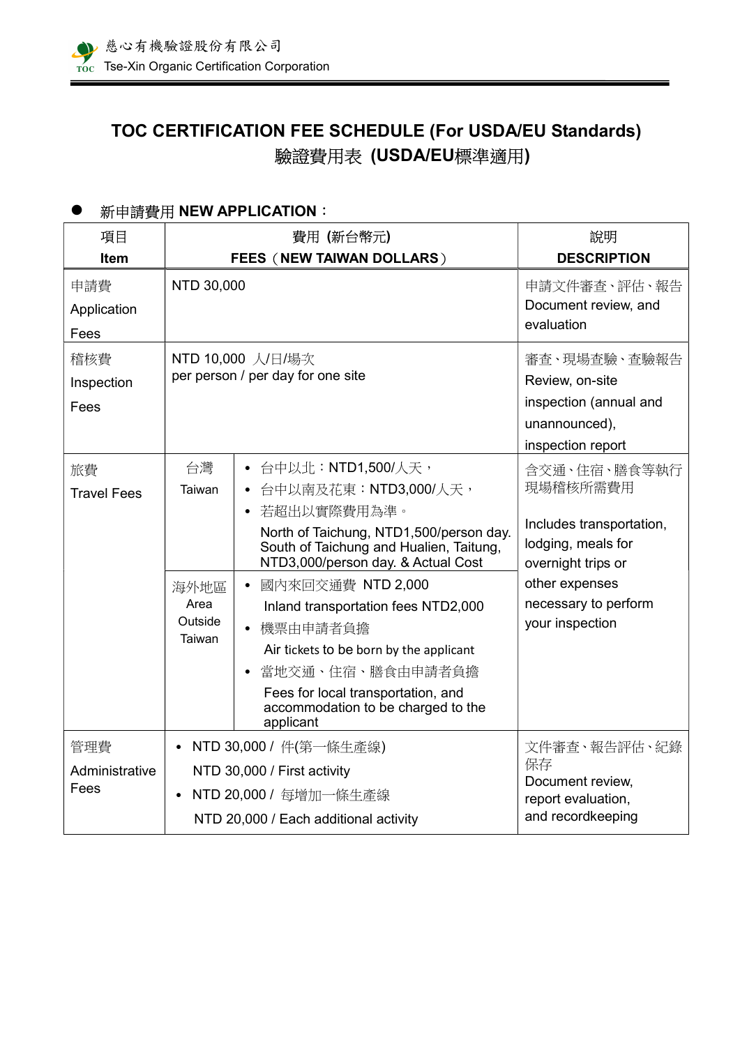慈心有機驗證股份有限公司
Tse-Xin Organic Certification Corporation

# TOC CERTIFICATION FEE SCHEDULE (For USDA/EU Standards)
# 驗證費用表 (USDA/EU標準適用)

- 新申請費用 **NEW APPLICATION**：

| 項目<br>**Item** | 費用 (新台幣元)<br>**FEES（NEW TAIWAN DOLLARS）** | | 說明<br>**DESCRIPTION** |
|---|---|---|---|
| 申請費<br>Application Fees | NTD 30,000 | | 申請文件審查、評估、報告<br>Document review, and evaluation |
| 稽核費<br>Inspection Fees | NTD 10,000 人/日/場次<br>per person / per day for one site | | 審查、現場查驗、查驗報告<br>Review, on-site inspection (annual and unannounced), inspection report |
| 旅費<br>Travel Fees | 台灣<br>Taiwan | • 台中以北：NTD1,500/人天，<br>• 台中以南及花東：NTD3,000/人天，<br>• 若超出以實際費用為準。<br>North of Taichung, NTD1,500/person day. South of Taichung and Hualien, Taitung, NTD3,000/person day. & Actual Cost | 含交通、住宿、膳食等執行現場稽核所需費用<br><br>Includes transportation, lodging, meals for overnight trips or other expenses necessary to perform your inspection |
| | 海外地區<br>Area Outside Taiwan | • 國內來回交通費 NTD 2,000<br>Inland transportation fees NTD2,000<br>• 機票由申請者負擔<br>Air tickets to be born by the applicant<br>• 當地交通、住宿、膳食由申請者負擔<br>Fees for local transportation, and accommodation to be charged to the applicant | |
| 管理費<br>Administrative Fees | • NTD 30,000 / 件(第一條生產線)<br>NTD 30,000 / First activity<br>• NTD 20,000 / 每增加一條生產線<br>NTD 20,000 / Each additional activity | | 文件審查、報告評估、紀錄保存<br>Document review, report evaluation, and recordkeeping |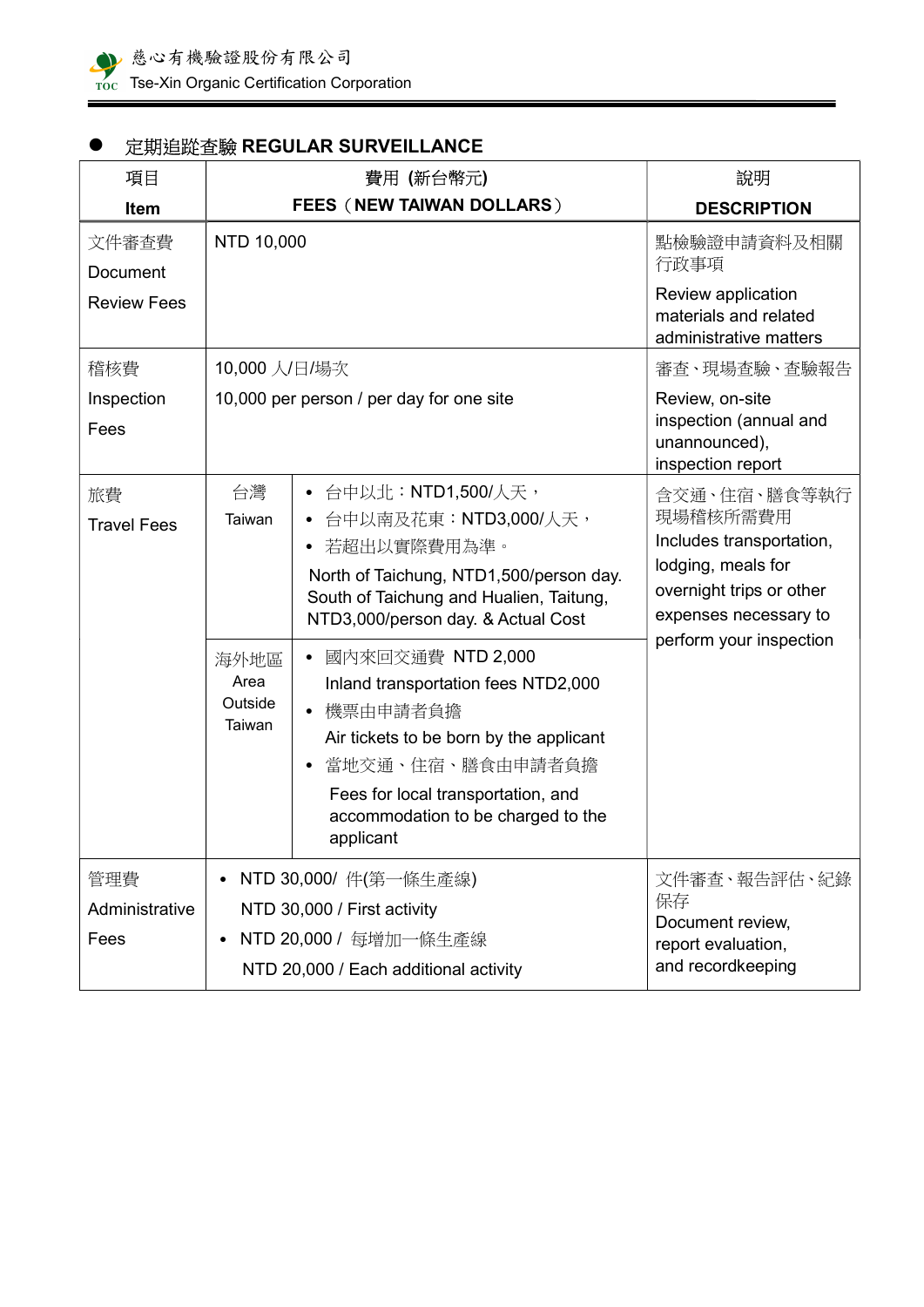- 定期追蹤查驗 **REGULAR SURVEILLANCE**

| 項目<br>**Item** | 費用 **(新台幣元)**<br>**FEES（NEW TAIWAN DOLLARS）** | | 說明<br>**DESCRIPTION** |
|---|---|---|---|
| 文件審查費<br>Document Review Fees | NTD 10,000 | | 點檢驗證申請資料及相關行政事項<br>Review application materials and related administrative matters |
| 稽核費<br>Inspection Fees | 10,000 人/日/場次<br>10,000 per person / per day for one site | | 審查、現場查驗、查驗報告<br>Review, on-site inspection (annual and unannounced), inspection report |
| 旅費<br>Travel Fees | 台灣<br>Taiwan | • 台中以北：NTD1,500/人天，<br>• 台中以南及花東：NTD3,000/人天，<br>• 若超出以實際費用為準。<br>North of Taichung, NTD1,500/person day.<br>South of Taichung and Hualien, Taitung, NTD3,000/person day. & Actual Cost | 含交通、住宿、膳食等執行現場稽核所需費用<br>Includes transportation, lodging, meals for overnight trips or other expenses necessary to perform your inspection |
| | 海外地區<br>Area Outside Taiwan | • 國內來回交通費 NTD 2,000<br>Inland transportation fees NTD2,000<br>• 機票由申請者負擔<br>Air tickets to be born by the applicant<br>• 當地交通、住宿、膳食由申請者負擔<br>Fees for local transportation, and accommodation to be charged to the applicant | |
| 管理費<br>Administrative Fees | • NTD 30,000/ 件(第一條生產線)<br>NTD 30,000 / First activity<br>• NTD 20,000 / 每增加一條生產線<br>NTD 20,000 / Each additional activity | | 文件審查、報告評估、紀錄保存<br>Document review, report evaluation, and recordkeeping |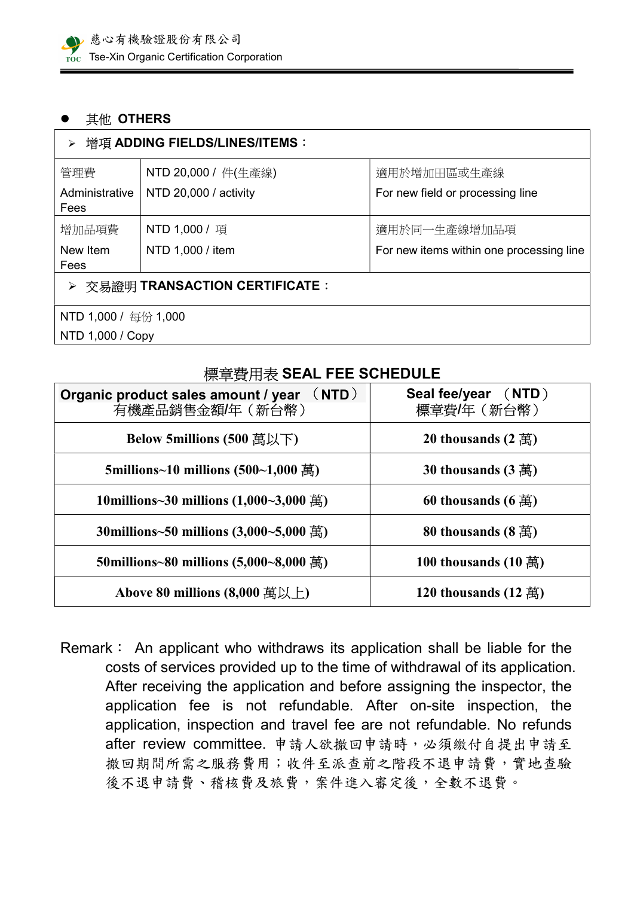- 其他 **OTHERS**

| ➢ 增項 **ADDING FIELDS/LINES/ITEMS**： | | |
|---|---|---|
| 管理費<br>Administrative Fees | NTD 20,000 / 件(生產線)<br>NTD 20,000 / activity | 適用於增加田區或生產線<br>For new field or processing line |
| 增加品項費<br>New Item Fees | NTD 1,000 / 項<br>NTD 1,000 / item | 適用於同一生產線增加品項<br>For new items within one processing line |

| ➢ 交易證明 **TRANSACTION CERTIFICATE**： |
|---|
| NTD 1,000 / 每份 1,000<br>NTD 1,000 / Copy |

## 標章費用表 SEAL FEE SCHEDULE

| **Organic product sales amount / year （NTD）**<br>有機產品銷售金額/年（新台幣） | **Seal fee/year （NTD）**<br>標章費/年（新台幣） |
|---|---|
| **Below 5millions (500 萬以下)** | **20 thousands (2 萬)** |
| **5millions~10 millions (500~1,000 萬)** | **30 thousands (3 萬)** |
| **10millions~30 millions (1,000~3,000 萬)** | **60 thousands (6 萬)** |
| **30millions~50 millions (3,000~5,000 萬)** | **80 thousands (8 萬)** |
| **50millions~80 millions (5,000~8,000 萬)** | **100 thousands (10 萬)** |
| **Above 80 millions (8,000 萬以上)** | **120 thousands (12 萬)** |

Remark： An applicant who withdraws its application shall be liable for the costs of services provided up to the time of withdrawal of its application. After receiving the application and before assigning the inspector, the application fee is not refundable. After on-site inspection, the application, inspection and travel fee are not refundable. No refunds after review committee. 申請人欲撤回申請時，必須繳付自提出申請至撤回期間所需之服務費用；收件至派查前之階段不退申請費，實地查驗後不退申請費、稽核費及旅費，案件進入審定後，全數不退費。